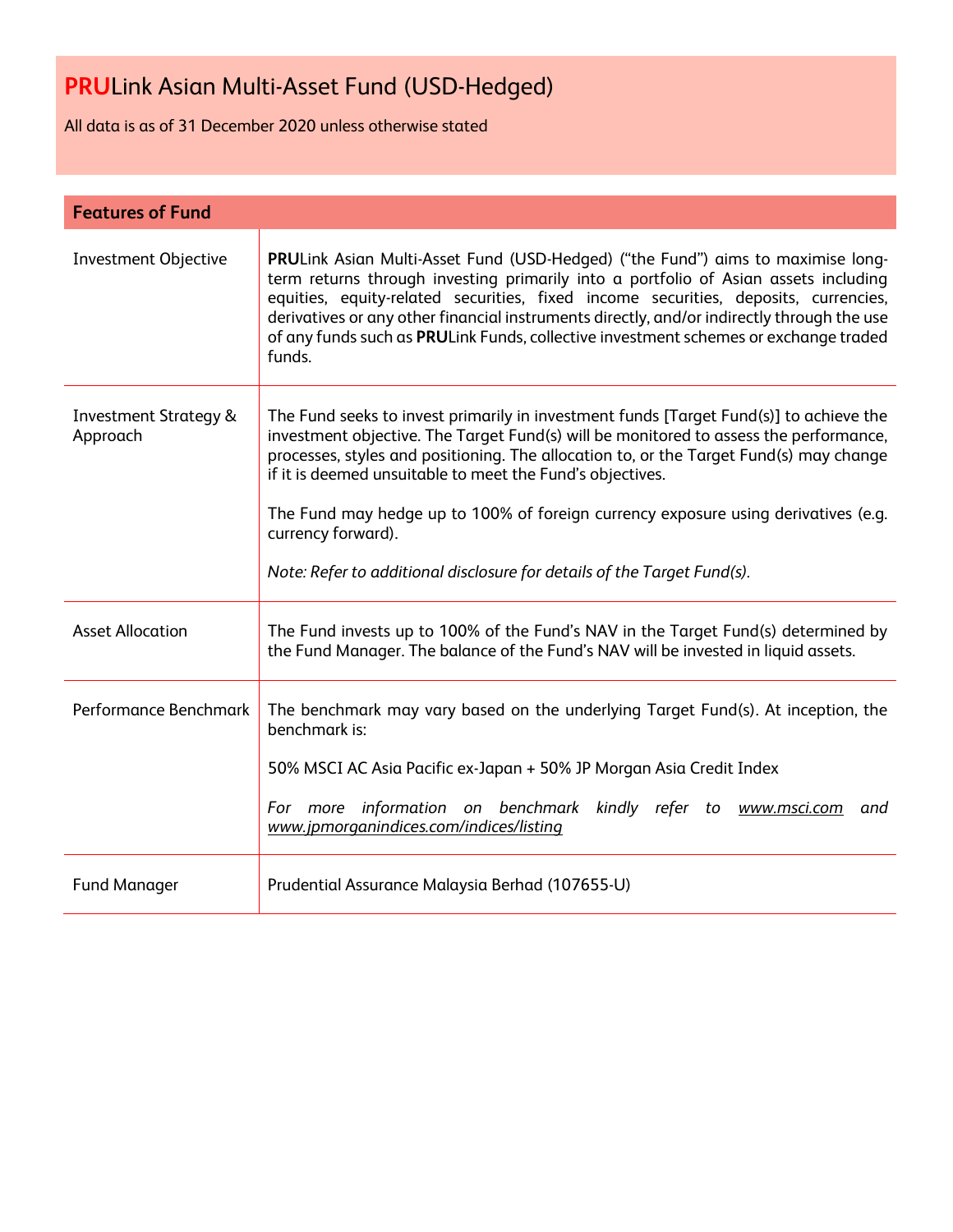# **PRU**Link Asian Multi-Asset Fund (USD-Hedged)

All data is as of 31 December 2020 unless otherwise stated

| **Features of Fund** | |
|---|---|
| Investment Objective | **PRU**Link Asian Multi-Asset Fund (USD-Hedged) ("the Fund") aims to maximise long-term returns through investing primarily into a portfolio of Asian assets including equities, equity-related securities, fixed income securities, deposits, currencies, derivatives or any other financial instruments directly, and/or indirectly through the use of any funds such as **PRU**Link Funds, collective investment schemes or exchange traded funds. |
| Investment Strategy & Approach | The Fund seeks to invest primarily in investment funds [Target Fund(s)] to achieve the investment objective. The Target Fund(s) will be monitored to assess the performance, processes, styles and positioning. The allocation to, or the Target Fund(s) may change if it is deemed unsuitable to meet the Fund's objectives.<br><br>The Fund may hedge up to 100% of foreign currency exposure using derivatives (e.g. currency forward).<br><br>*Note: Refer to additional disclosure for details of the Target Fund(s).* |
| Asset Allocation | The Fund invests up to 100% of the Fund's NAV in the Target Fund(s) determined by the Fund Manager. The balance of the Fund's NAV will be invested in liquid assets. |
| Performance Benchmark | The benchmark may vary based on the underlying Target Fund(s). At inception, the benchmark is:<br><br>50% MSCI AC Asia Pacific ex-Japan + 50% JP Morgan Asia Credit Index<br><br>*For more information on benchmark kindly refer to www.msci.com and www.jpmorganindices.com/indices/listing* |
| Fund Manager | Prudential Assurance Malaysia Berhad (107655-U) |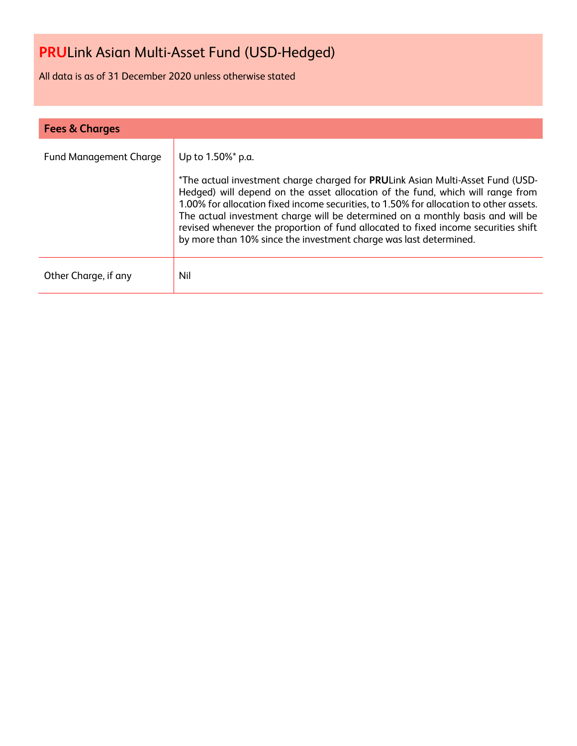# **PRU**Link Asian Multi-Asset Fund (USD-Hedged)

All data is as of 31 December 2020 unless otherwise stated

## Fees & Charges

| | |
|---|---|
| Fund Management Charge | Up to 1.50%* p.a.<br><br>*The actual investment charge charged for **PRU**Link Asian Multi-Asset Fund (USD-Hedged) will depend on the asset allocation of the fund, which will range from 1.00% for allocation fixed income securities, to 1.50% for allocation to other assets. The actual investment charge will be determined on a monthly basis and will be revised whenever the proportion of fund allocated to fixed income securities shift by more than 10% since the investment charge was last determined. |
| Other Charge, if any | Nil |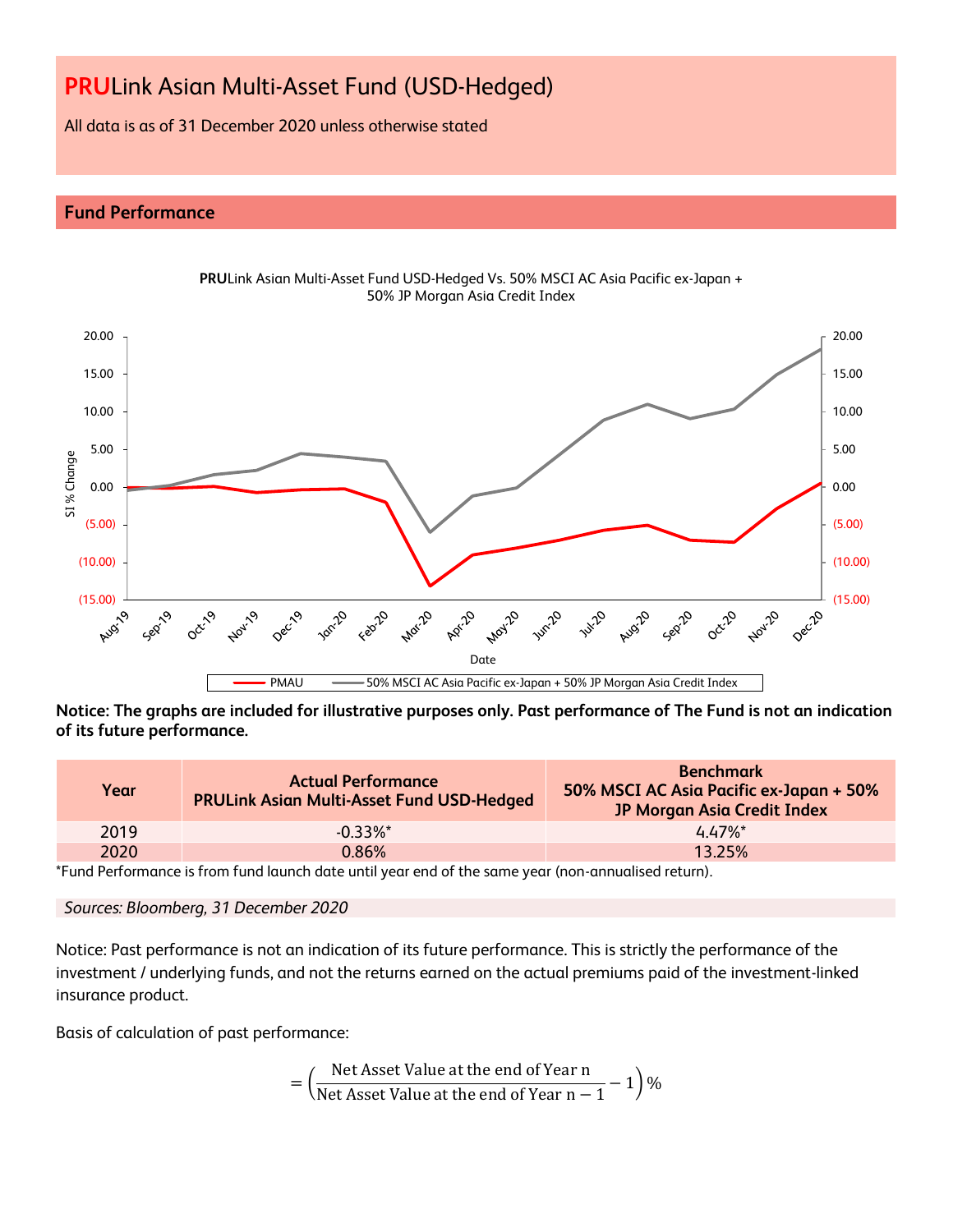# **PRU**Link Asian Multi-Asset Fund (USD-Hedged)

All data is as of 31 December 2020 unless otherwise stated

## Fund Performance

**PRU**Link Asian Multi-Asset Fund USD-Hedged Vs. 50% MSCI AC Asia Pacific ex-Japan + 50% JP Morgan Asia Credit Index

**Notice: The graphs are included for illustrative purposes only. Past performance of The Fund is not an indication of its future performance.**

| Year | Actual Performance<br>PRULink Asian Multi-Asset Fund USD-Hedged | Benchmark<br>50% MSCI AC Asia Pacific ex-Japan + 50% JP Morgan Asia Credit Index |
|---|---|---|
| 2019 | -0.33%* | 4.47%* |
| 2020 | 0.86% | 13.25% |

*Fund Performance is from fund launch date until year end of the same year (non-annualised return).

*Sources: Bloomberg, 31 December 2020*

Notice: Past performance is not an indication of its future performance. This is strictly the performance of the investment / underlying funds, and not the returns earned on the actual premiums paid of the investment-linked insurance product.

Basis of calculation of past performance:

$$= \left(\frac{\text{Net Asset Value at the end of Year n}}{\text{Net Asset Value at the end of Year n} - 1} - 1\right)\%$$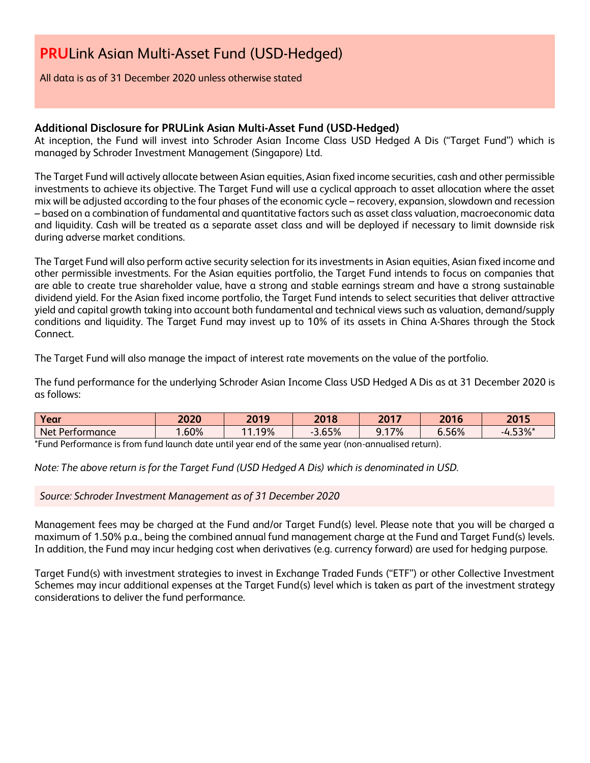# PRULink Asian Multi-Asset Fund (USD-Hedged)

All data is as of 31 December 2020 unless otherwise stated

## Additional Disclosure for PRULink Asian Multi-Asset Fund (USD-Hedged)

At inception, the Fund will invest into Schroder Asian Income Class USD Hedged A Dis ("Target Fund") which is managed by Schroder Investment Management (Singapore) Ltd.

The Target Fund will actively allocate between Asian equities, Asian fixed income securities, cash and other permissible investments to achieve its objective. The Target Fund will use a cyclical approach to asset allocation where the asset mix will be adjusted according to the four phases of the economic cycle – recovery, expansion, slowdown and recession – based on a combination of fundamental and quantitative factors such as asset class valuation, macroeconomic data and liquidity. Cash will be treated as a separate asset class and will be deployed if necessary to limit downside risk during adverse market conditions.

The Target Fund will also perform active security selection for its investments in Asian equities, Asian fixed income and other permissible investments. For the Asian equities portfolio, the Target Fund intends to focus on companies that are able to create true shareholder value, have a strong and stable earnings stream and have a strong sustainable dividend yield. For the Asian fixed income portfolio, the Target Fund intends to select securities that deliver attractive yield and capital growth taking into account both fundamental and technical views such as valuation, demand/supply conditions and liquidity. The Target Fund may invest up to 10% of its assets in China A-Shares through the Stock Connect.

The Target Fund will also manage the impact of interest rate movements on the value of the portfolio.

The fund performance for the underlying Schroder Asian Income Class USD Hedged A Dis as at 31 December 2020 is as follows:

| Year | 2020 | 2019 | 2018 | 2017 | 2016 | 2015 |
|---|---|---|---|---|---|---|
| Net Performance | 1.60% | 11.19% | -3.65% | 9.17% | 6.56% | -4.53%* |

*Fund Performance is from fund launch date until year end of the same year (non-annualised return).

*Note: The above return is for the Target Fund (USD Hedged A Dis) which is denominated in USD.*

*Source: Schroder Investment Management as of 31 December 2020*

Management fees may be charged at the Fund and/or Target Fund(s) level. Please note that you will be charged a maximum of 1.50% p.a., being the combined annual fund management charge at the Fund and Target Fund(s) levels. In addition, the Fund may incur hedging cost when derivatives (e.g. currency forward) are used for hedging purpose.

Target Fund(s) with investment strategies to invest in Exchange Traded Funds ("ETF") or other Collective Investment Schemes may incur additional expenses at the Target Fund(s) level which is taken as part of the investment strategy considerations to deliver the fund performance.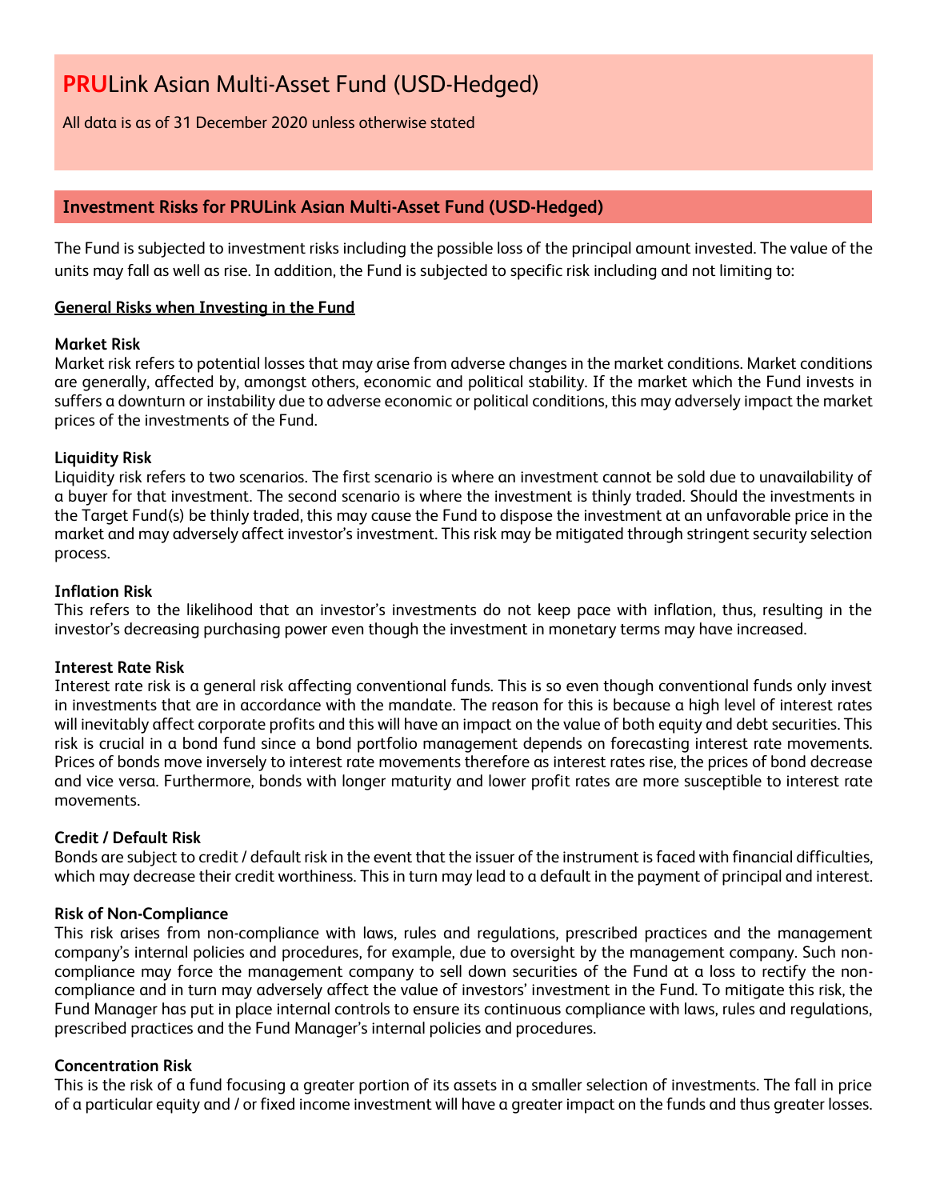# **PRU**Link Asian Multi-Asset Fund (USD-Hedged)

All data is as of 31 December 2020 unless otherwise stated

## Investment Risks for PRULink Asian Multi-Asset Fund (USD-Hedged)

The Fund is subjected to investment risks including the possible loss of the principal amount invested. The value of the units may fall as well as rise. In addition, the Fund is subjected to specific risk including and not limiting to:

**General Risks when Investing in the Fund**

**Market Risk**
Market risk refers to potential losses that may arise from adverse changes in the market conditions. Market conditions are generally, affected by, amongst others, economic and political stability. If the market which the Fund invests in suffers a downturn or instability due to adverse economic or political conditions, this may adversely impact the market prices of the investments of the Fund.

**Liquidity Risk**
Liquidity risk refers to two scenarios. The first scenario is where an investment cannot be sold due to unavailability of a buyer for that investment. The second scenario is where the investment is thinly traded. Should the investments in the Target Fund(s) be thinly traded, this may cause the Fund to dispose the investment at an unfavorable price in the market and may adversely affect investor's investment. This risk may be mitigated through stringent security selection process.

**Inflation Risk**
This refers to the likelihood that an investor's investments do not keep pace with inflation, thus, resulting in the investor's decreasing purchasing power even though the investment in monetary terms may have increased.

**Interest Rate Risk**
Interest rate risk is a general risk affecting conventional funds. This is so even though conventional funds only invest in investments that are in accordance with the mandate. The reason for this is because a high level of interest rates will inevitably affect corporate profits and this will have an impact on the value of both equity and debt securities. This risk is crucial in a bond fund since a bond portfolio management depends on forecasting interest rate movements. Prices of bonds move inversely to interest rate movements therefore as interest rates rise, the prices of bond decrease and vice versa. Furthermore, bonds with longer maturity and lower profit rates are more susceptible to interest rate movements.

**Credit / Default Risk**
Bonds are subject to credit / default risk in the event that the issuer of the instrument is faced with financial difficulties, which may decrease their credit worthiness. This in turn may lead to a default in the payment of principal and interest.

**Risk of Non-Compliance**
This risk arises from non-compliance with laws, rules and regulations, prescribed practices and the management company's internal policies and procedures, for example, due to oversight by the management company. Such non-compliance may force the management company to sell down securities of the Fund at a loss to rectify the non-compliance and in turn may adversely affect the value of investors' investment in the Fund. To mitigate this risk, the Fund Manager has put in place internal controls to ensure its continuous compliance with laws, rules and regulations, prescribed practices and the Fund Manager's internal policies and procedures.

**Concentration Risk**
This is the risk of a fund focusing a greater portion of its assets in a smaller selection of investments. The fall in price of a particular equity and / or fixed income investment will have a greater impact on the funds and thus greater losses.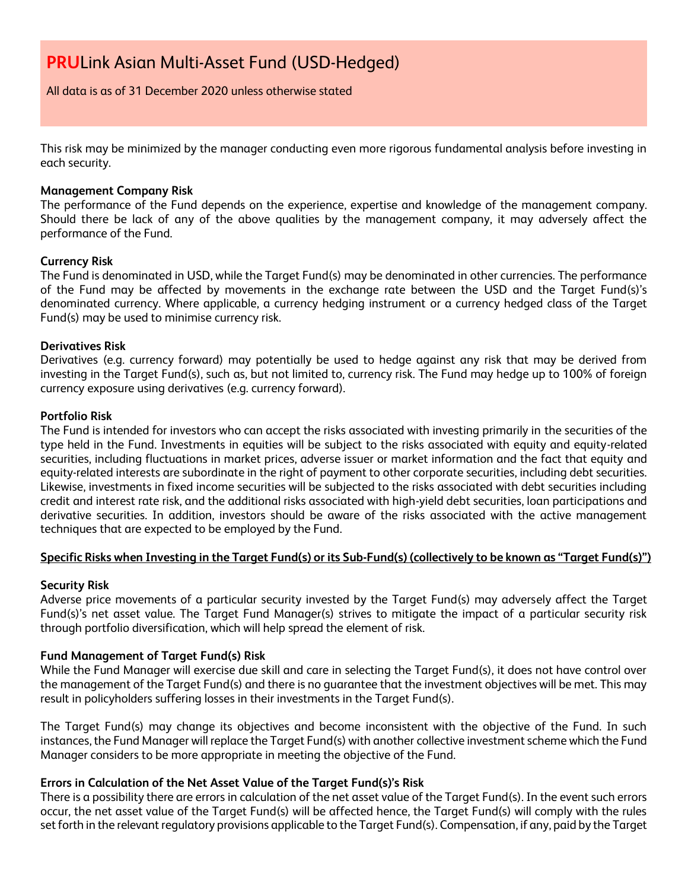This risk may be minimized by the manager conducting even more rigorous fundamental analysis before investing in each security.

**Management Company Risk**

The performance of the Fund depends on the experience, expertise and knowledge of the management company. Should there be lack of any of the above qualities by the management company, it may adversely affect the performance of the Fund.

**Currency Risk**

The Fund is denominated in USD, while the Target Fund(s) may be denominated in other currencies. The performance of the Fund may be affected by movements in the exchange rate between the USD and the Target Fund(s)'s denominated currency. Where applicable, a currency hedging instrument or a currency hedged class of the Target Fund(s) may be used to minimise currency risk.

**Derivatives Risk**

Derivatives (e.g. currency forward) may potentially be used to hedge against any risk that may be derived from investing in the Target Fund(s), such as, but not limited to, currency risk. The Fund may hedge up to 100% of foreign currency exposure using derivatives (e.g. currency forward).

**Portfolio Risk**

The Fund is intended for investors who can accept the risks associated with investing primarily in the securities of the type held in the Fund. Investments in equities will be subject to the risks associated with equity and equity-related securities, including fluctuations in market prices, adverse issuer or market information and the fact that equity and equity-related interests are subordinate in the right of payment to other corporate securities, including debt securities. Likewise, investments in fixed income securities will be subjected to the risks associated with debt securities including credit and interest rate risk, and the additional risks associated with high-yield debt securities, loan participations and derivative securities. In addition, investors should be aware of the risks associated with the active management techniques that are expected to be employed by the Fund.

**Specific Risks when Investing in the Target Fund(s) or its Sub-Fund(s) (collectively to be known as "Target Fund(s)")**

**Security Risk**

Adverse price movements of a particular security invested by the Target Fund(s) may adversely affect the Target Fund(s)'s net asset value. The Target Fund Manager(s) strives to mitigate the impact of a particular security risk through portfolio diversification, which will help spread the element of risk.

**Fund Management of Target Fund(s) Risk**

While the Fund Manager will exercise due skill and care in selecting the Target Fund(s), it does not have control over the management of the Target Fund(s) and there is no guarantee that the investment objectives will be met. This may result in policyholders suffering losses in their investments in the Target Fund(s).

The Target Fund(s) may change its objectives and become inconsistent with the objective of the Fund. In such instances, the Fund Manager will replace the Target Fund(s) with another collective investment scheme which the Fund Manager considers to be more appropriate in meeting the objective of the Fund.

**Errors in Calculation of the Net Asset Value of the Target Fund(s)'s Risk**

There is a possibility there are errors in calculation of the net asset value of the Target Fund(s). In the event such errors occur, the net asset value of the Target Fund(s) will be affected hence, the Target Fund(s) will comply with the rules set forth in the relevant regulatory provisions applicable to the Target Fund(s). Compensation, if any, paid by the Target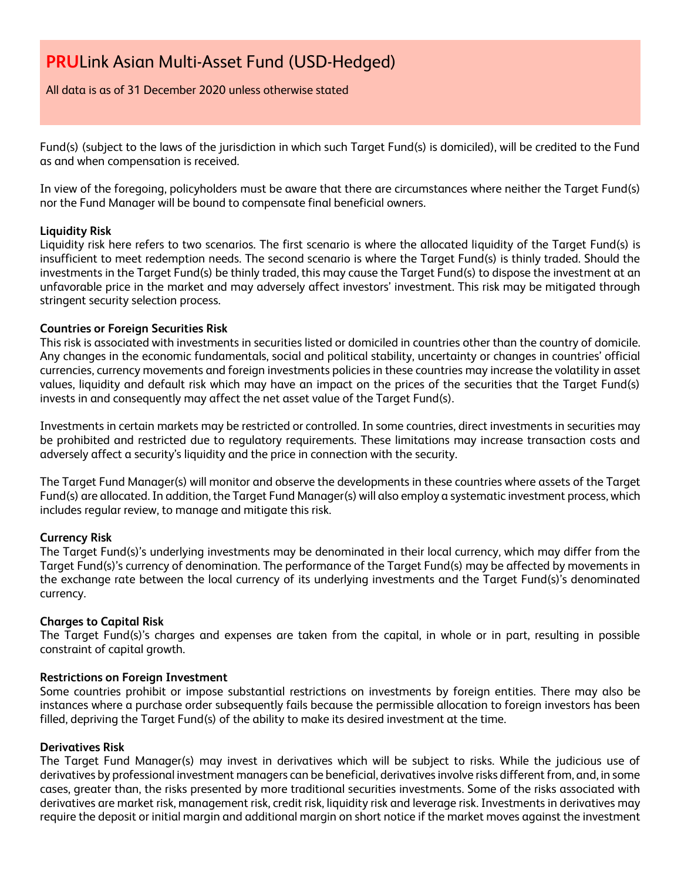Fund(s) (subject to the laws of the jurisdiction in which such Target Fund(s) is domiciled), will be credited to the Fund as and when compensation is received.

In view of the foregoing, policyholders must be aware that there are circumstances where neither the Target Fund(s) nor the Fund Manager will be bound to compensate final beneficial owners.

**Liquidity Risk**
Liquidity risk here refers to two scenarios. The first scenario is where the allocated liquidity of the Target Fund(s) is insufficient to meet redemption needs. The second scenario is where the Target Fund(s) is thinly traded. Should the investments in the Target Fund(s) be thinly traded, this may cause the Target Fund(s) to dispose the investment at an unfavorable price in the market and may adversely affect investors' investment. This risk may be mitigated through stringent security selection process.

**Countries or Foreign Securities Risk**
This risk is associated with investments in securities listed or domiciled in countries other than the country of domicile. Any changes in the economic fundamentals, social and political stability, uncertainty or changes in countries' official currencies, currency movements and foreign investments policies in these countries may increase the volatility in asset values, liquidity and default risk which may have an impact on the prices of the securities that the Target Fund(s) invests in and consequently may affect the net asset value of the Target Fund(s).

Investments in certain markets may be restricted or controlled. In some countries, direct investments in securities may be prohibited and restricted due to regulatory requirements. These limitations may increase transaction costs and adversely affect a security's liquidity and the price in connection with the security.

The Target Fund Manager(s) will monitor and observe the developments in these countries where assets of the Target Fund(s) are allocated. In addition, the Target Fund Manager(s) will also employ a systematic investment process, which includes regular review, to manage and mitigate this risk.

**Currency Risk**
The Target Fund(s)'s underlying investments may be denominated in their local currency, which may differ from the Target Fund(s)'s currency of denomination. The performance of the Target Fund(s) may be affected by movements in the exchange rate between the local currency of its underlying investments and the Target Fund(s)'s denominated currency.

**Charges to Capital Risk**
The Target Fund(s)'s charges and expenses are taken from the capital, in whole or in part, resulting in possible constraint of capital growth.

**Restrictions on Foreign Investment**
Some countries prohibit or impose substantial restrictions on investments by foreign entities. There may also be instances where a purchase order subsequently fails because the permissible allocation to foreign investors has been filled, depriving the Target Fund(s) of the ability to make its desired investment at the time.

**Derivatives Risk**
The Target Fund Manager(s) may invest in derivatives which will be subject to risks. While the judicious use of derivatives by professional investment managers can be beneficial, derivatives involve risks different from, and, in some cases, greater than, the risks presented by more traditional securities investments. Some of the risks associated with derivatives are market risk, management risk, credit risk, liquidity risk and leverage risk. Investments in derivatives may require the deposit or initial margin and additional margin on short notice if the market moves against the investment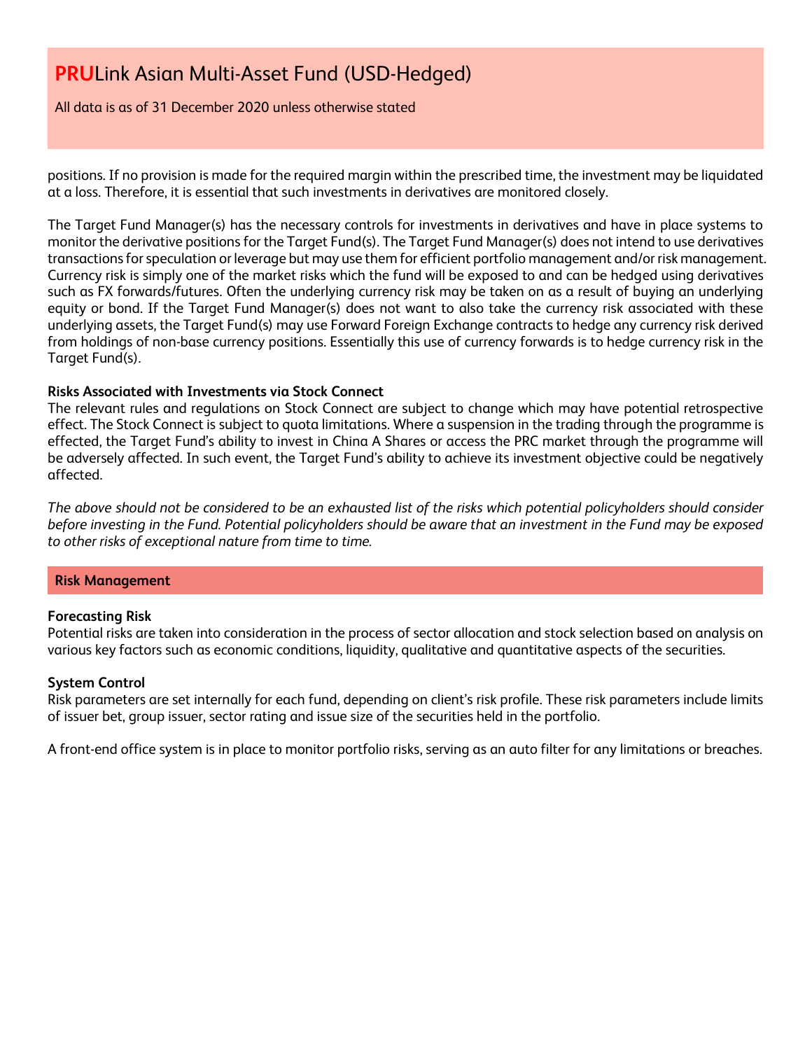positions. If no provision is made for the required margin within the prescribed time, the investment may be liquidated at a loss. Therefore, it is essential that such investments in derivatives are monitored closely.

The Target Fund Manager(s) has the necessary controls for investments in derivatives and have in place systems to monitor the derivative positions for the Target Fund(s). The Target Fund Manager(s) does not intend to use derivatives transactions for speculation or leverage but may use them for efficient portfolio management and/or risk management. Currency risk is simply one of the market risks which the fund will be exposed to and can be hedged using derivatives such as FX forwards/futures. Often the underlying currency risk may be taken on as a result of buying an underlying equity or bond. If the Target Fund Manager(s) does not want to also take the currency risk associated with these underlying assets, the Target Fund(s) may use Forward Foreign Exchange contracts to hedge any currency risk derived from holdings of non-base currency positions. Essentially this use of currency forwards is to hedge currency risk in the Target Fund(s).

**Risks Associated with Investments via Stock Connect**

The relevant rules and regulations on Stock Connect are subject to change which may have potential retrospective effect. The Stock Connect is subject to quota limitations. Where a suspension in the trading through the programme is effected, the Target Fund's ability to invest in China A Shares or access the PRC market through the programme will be adversely affected. In such event, the Target Fund's ability to achieve its investment objective could be negatively affected.

*The above should not be considered to be an exhausted list of the risks which potential policyholders should consider before investing in the Fund. Potential policyholders should be aware that an investment in the Fund may be exposed to other risks of exceptional nature from time to time.*

## Risk Management

**Forecasting Risk**

Potential risks are taken into consideration in the process of sector allocation and stock selection based on analysis on various key factors such as economic conditions, liquidity, qualitative and quantitative aspects of the securities.

**System Control**

Risk parameters are set internally for each fund, depending on client's risk profile. These risk parameters include limits of issuer bet, group issuer, sector rating and issue size of the securities held in the portfolio.

A front-end office system is in place to monitor portfolio risks, serving as an auto filter for any limitations or breaches.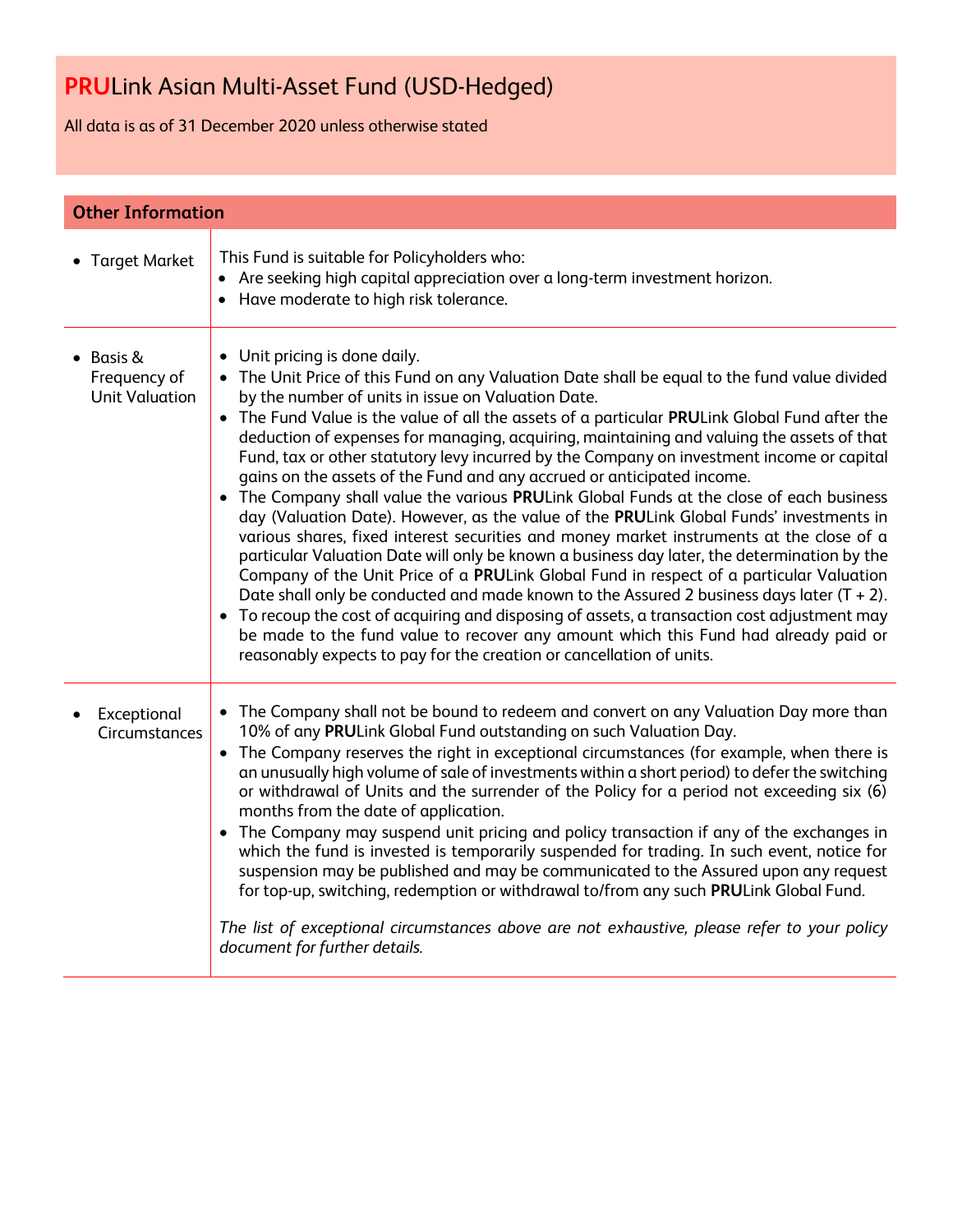# **PRU**Link Asian Multi-Asset Fund (USD-Hedged)

All data is as of 31 December 2020 unless otherwise stated

## Other Information

| | |
|---|---|
| • Target Market | This Fund is suitable for Policyholders who:<br>• Are seeking high capital appreciation over a long-term investment horizon.<br>• Have moderate to high risk tolerance. |
| • Basis & Frequency of Unit Valuation | • Unit pricing is done daily.<br>• The Unit Price of this Fund on any Valuation Date shall be equal to the fund value divided by the number of units in issue on Valuation Date.<br>• The Fund Value is the value of all the assets of a particular **PRU**Link Global Fund after the deduction of expenses for managing, acquiring, maintaining and valuing the assets of that Fund, tax or other statutory levy incurred by the Company on investment income or capital gains on the assets of the Fund and any accrued or anticipated income.<br>• The Company shall value the various **PRU**Link Global Funds at the close of each business day (Valuation Date). However, as the value of the **PRU**Link Global Funds' investments in various shares, fixed interest securities and money market instruments at the close of a particular Valuation Date will only be known a business day later, the determination by the Company of the Unit Price of a **PRU**Link Global Fund in respect of a particular Valuation Date shall only be conducted and made known to the Assured 2 business days later (T + 2).<br>• To recoup the cost of acquiring and disposing of assets, a transaction cost adjustment may be made to the fund value to recover any amount which this Fund had already paid or reasonably expects to pay for the creation or cancellation of units. |
| • Exceptional Circumstances | • The Company shall not be bound to redeem and convert on any Valuation Day more than 10% of any **PRU**Link Global Fund outstanding on such Valuation Day.<br>• The Company reserves the right in exceptional circumstances (for example, when there is an unusually high volume of sale of investments within a short period) to defer the switching or withdrawal of Units and the surrender of the Policy for a period not exceeding six (6) months from the date of application.<br>• The Company may suspend unit pricing and policy transaction if any of the exchanges in which the fund is invested is temporarily suspended for trading. In such event, notice for suspension may be published and may be communicated to the Assured upon any request for top-up, switching, redemption or withdrawal to/from any such **PRU**Link Global Fund.<br><br>*The list of exceptional circumstances above are not exhaustive, please refer to your policy document for further details.* |